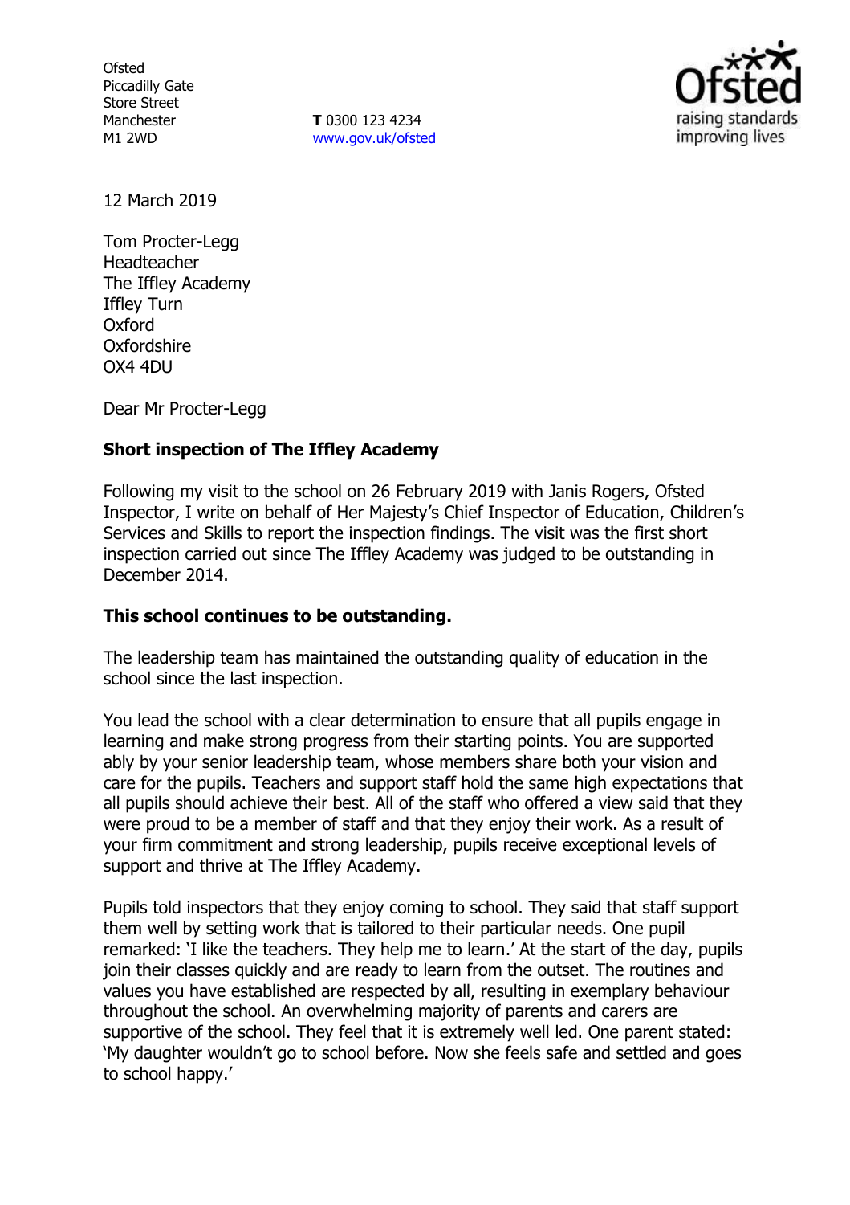Ofsted
Piccadilly Gate
Store Street
Manchester
M1 2WD

**T** 0300 123 4234
www.gov.uk/ofsted

12 March 2019

Tom Procter-Legg
Headteacher
The Iffley Academy
Iffley Turn
Oxford
Oxfordshire
OX4 4DU

Dear Mr Procter-Legg

**Short inspection of The Iffley Academy**

Following my visit to the school on 26 February 2019 with Janis Rogers, Ofsted Inspector, I write on behalf of Her Majesty's Chief Inspector of Education, Children's Services and Skills to report the inspection findings. The visit was the first short inspection carried out since The Iffley Academy was judged to be outstanding in December 2014.

**This school continues to be outstanding.**

The leadership team has maintained the outstanding quality of education in the school since the last inspection.

You lead the school with a clear determination to ensure that all pupils engage in learning and make strong progress from their starting points. You are supported ably by your senior leadership team, whose members share both your vision and care for the pupils. Teachers and support staff hold the same high expectations that all pupils should achieve their best. All of the staff who offered a view said that they were proud to be a member of staff and that they enjoy their work. As a result of your firm commitment and strong leadership, pupils receive exceptional levels of support and thrive at The Iffley Academy.

Pupils told inspectors that they enjoy coming to school. They said that staff support them well by setting work that is tailored to their particular needs. One pupil remarked: 'I like the teachers. They help me to learn.' At the start of the day, pupils join their classes quickly and are ready to learn from the outset. The routines and values you have established are respected by all, resulting in exemplary behaviour throughout the school. An overwhelming majority of parents and carers are supportive of the school. They feel that it is extremely well led. One parent stated: 'My daughter wouldn't go to school before. Now she feels safe and settled and goes to school happy.'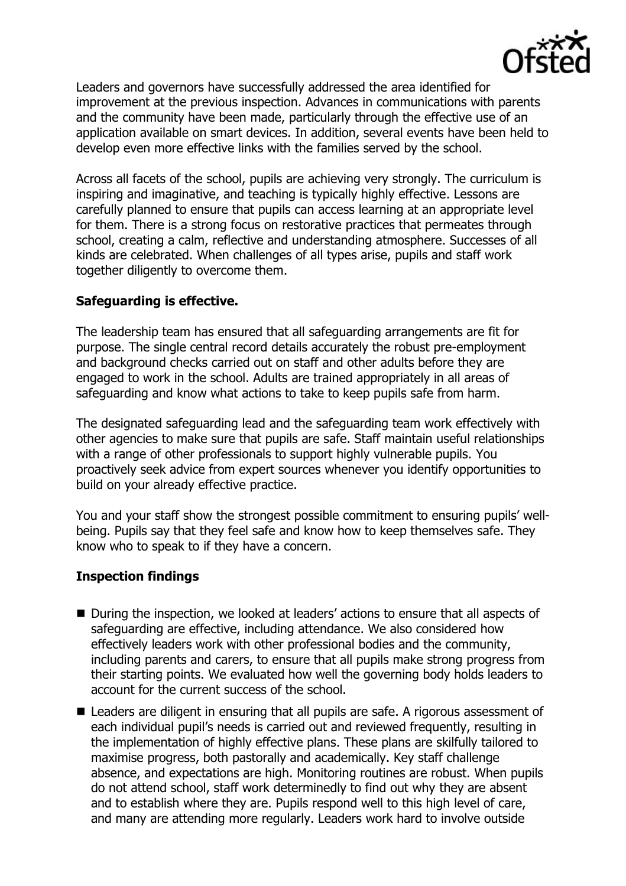Leaders and governors have successfully addressed the area identified for improvement at the previous inspection. Advances in communications with parents and the community have been made, particularly through the effective use of an application available on smart devices. In addition, several events have been held to develop even more effective links with the families served by the school.

Across all facets of the school, pupils are achieving very strongly. The curriculum is inspiring and imaginative, and teaching is typically highly effective. Lessons are carefully planned to ensure that pupils can access learning at an appropriate level for them. There is a strong focus on restorative practices that permeates through school, creating a calm, reflective and understanding atmosphere. Successes of all kinds are celebrated. When challenges of all types arise, pupils and staff work together diligently to overcome them.

## Safeguarding is effective.

The leadership team has ensured that all safeguarding arrangements are fit for purpose. The single central record details accurately the robust pre-employment and background checks carried out on staff and other adults before they are engaged to work in the school. Adults are trained appropriately in all areas of safeguarding and know what actions to take to keep pupils safe from harm.

The designated safeguarding lead and the safeguarding team work effectively with other agencies to make sure that pupils are safe. Staff maintain useful relationships with a range of other professionals to support highly vulnerable pupils. You proactively seek advice from expert sources whenever you identify opportunities to build on your already effective practice.

You and your staff show the strongest possible commitment to ensuring pupils' well-being. Pupils say that they feel safe and know how to keep themselves safe. They know who to speak to if they have a concern.

## Inspection findings

- During the inspection, we looked at leaders' actions to ensure that all aspects of safeguarding are effective, including attendance. We also considered how effectively leaders work with other professional bodies and the community, including parents and carers, to ensure that all pupils make strong progress from their starting points. We evaluated how well the governing body holds leaders to account for the current success of the school.
- Leaders are diligent in ensuring that all pupils are safe. A rigorous assessment of each individual pupil's needs is carried out and reviewed frequently, resulting in the implementation of highly effective plans. These plans are skilfully tailored to maximise progress, both pastorally and academically. Key staff challenge absence, and expectations are high. Monitoring routines are robust. When pupils do not attend school, staff work determinedly to find out why they are absent and to establish where they are. Pupils respond well to this high level of care, and many are attending more regularly. Leaders work hard to involve outside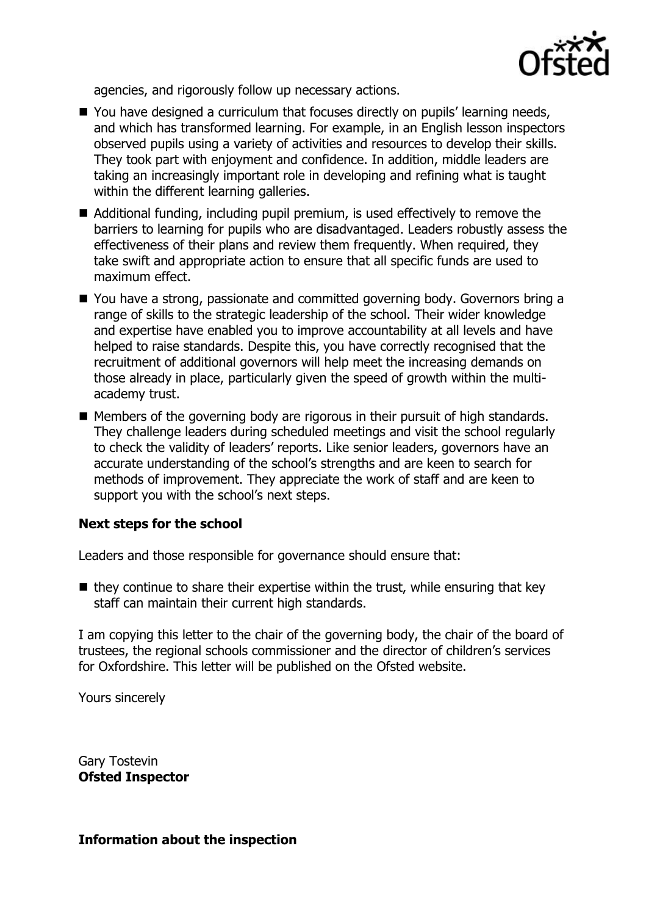agencies, and rigorously follow up necessary actions.

- You have designed a curriculum that focuses directly on pupils' learning needs, and which has transformed learning. For example, in an English lesson inspectors observed pupils using a variety of activities and resources to develop their skills. They took part with enjoyment and confidence. In addition, middle leaders are taking an increasingly important role in developing and refining what is taught within the different learning galleries.
- Additional funding, including pupil premium, is used effectively to remove the barriers to learning for pupils who are disadvantaged. Leaders robustly assess the effectiveness of their plans and review them frequently. When required, they take swift and appropriate action to ensure that all specific funds are used to maximum effect.
- You have a strong, passionate and committed governing body. Governors bring a range of skills to the strategic leadership of the school. Their wider knowledge and expertise have enabled you to improve accountability at all levels and have helped to raise standards. Despite this, you have correctly recognised that the recruitment of additional governors will help meet the increasing demands on those already in place, particularly given the speed of growth within the multi-academy trust.
- Members of the governing body are rigorous in their pursuit of high standards. They challenge leaders during scheduled meetings and visit the school regularly to check the validity of leaders' reports. Like senior leaders, governors have an accurate understanding of the school's strengths and are keen to search for methods of improvement. They appreciate the work of staff and are keen to support you with the school's next steps.

**Next steps for the school**

Leaders and those responsible for governance should ensure that:

- they continue to share their expertise within the trust, while ensuring that key staff can maintain their current high standards.

I am copying this letter to the chair of the governing body, the chair of the board of trustees, the regional schools commissioner and the director of children's services for Oxfordshire. This letter will be published on the Ofsted website.

Yours sincerely

Gary Tostevin
**Ofsted Inspector**

**Information about the inspection**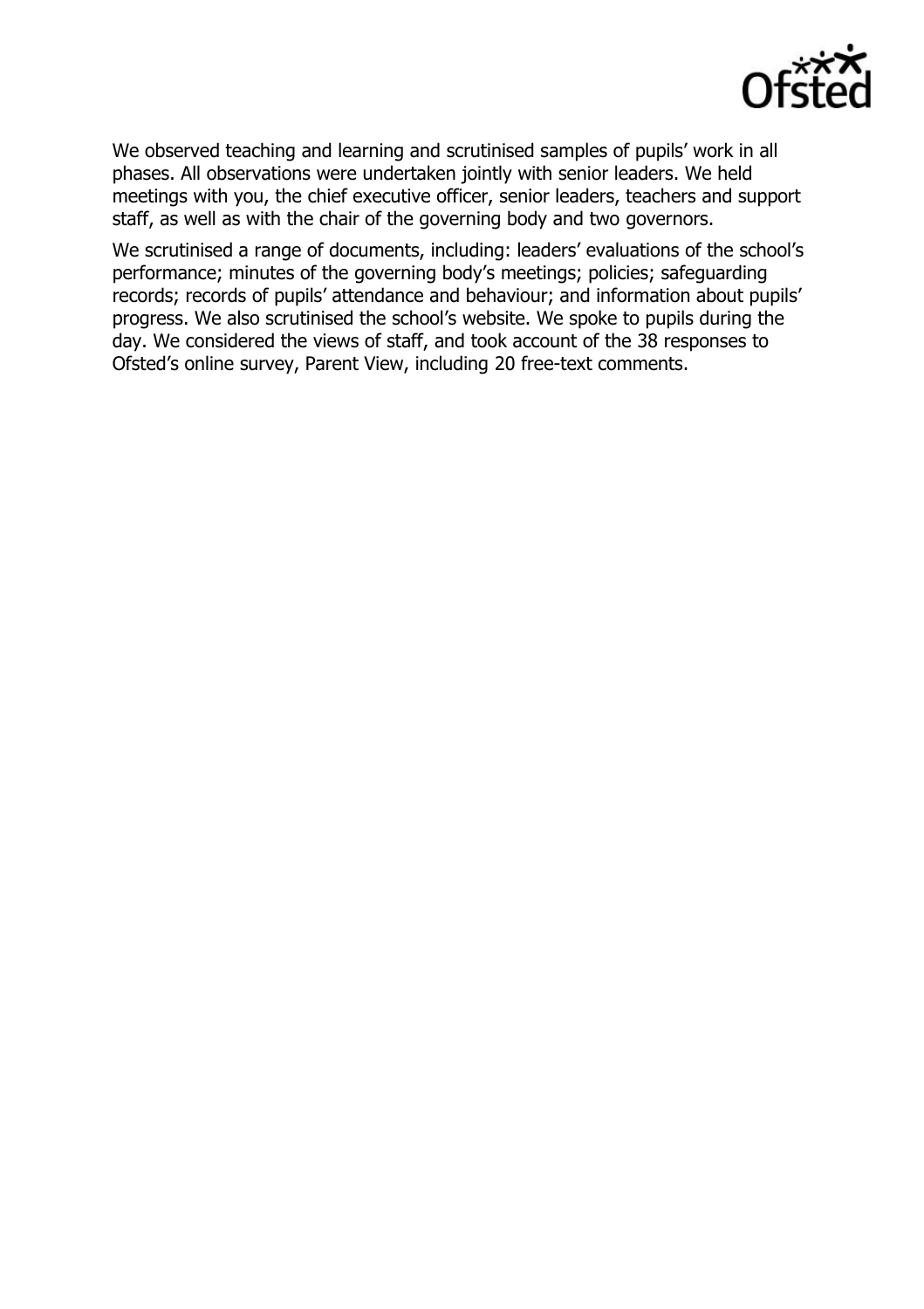We observed teaching and learning and scrutinised samples of pupils' work in all phases. All observations were undertaken jointly with senior leaders. We held meetings with you, the chief executive officer, senior leaders, teachers and support staff, as well as with the chair of the governing body and two governors.

We scrutinised a range of documents, including: leaders' evaluations of the school's performance; minutes of the governing body's meetings; policies; safeguarding records; records of pupils' attendance and behaviour; and information about pupils' progress. We also scrutinised the school's website. We spoke to pupils during the day. We considered the views of staff, and took account of the 38 responses to Ofsted's online survey, Parent View, including 20 free-text comments.